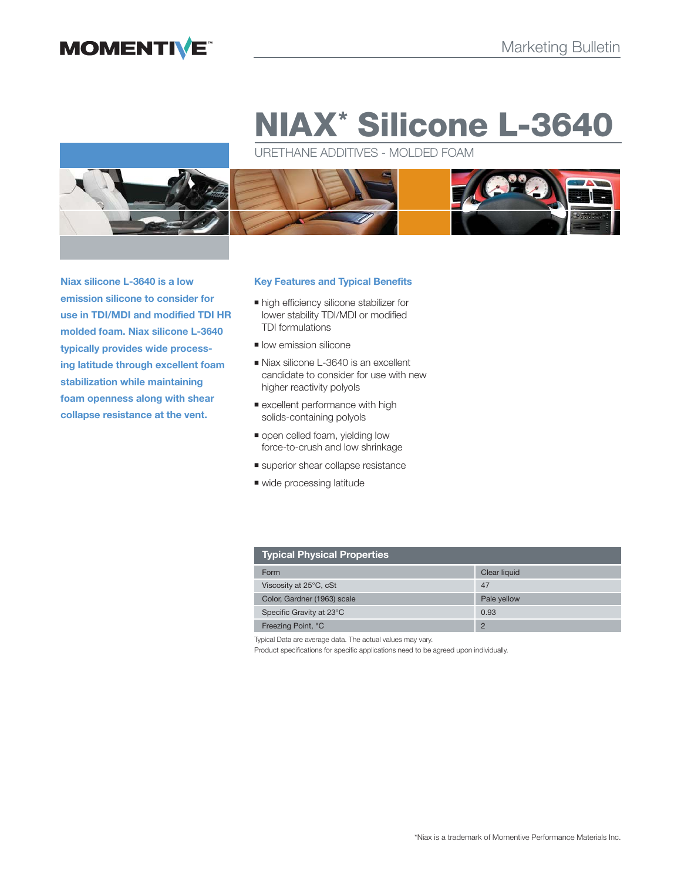MOMENTIVE™

Marketing Bulletin

# NIAX* Silicone L-3640

URETHANE ADDITIVES - MOLDED FOAM

**Niax silicone L-3640 is a low emission silicone to consider for use in TDI/MDI and modified TDI HR molded foam. Niax silicone L-3640 typically provides wide processing latitude through excellent foam stabilization while maintaining foam openness along with shear collapse resistance at the vent.**

## Key Features and Typical Benefits

- high efficiency silicone stabilizer for lower stability TDI/MDI or modified TDI formulations
- low emission silicone
- Niax silicone L-3640 is an excellent candidate to consider for use with new higher reactivity polyols
- excellent performance with high solids-containing polyols
- open celled foam, yielding low force-to-crush and low shrinkage
- superior shear collapse resistance
- wide processing latitude

| Typical Physical Properties | |
|---|---|
| Form | Clear liquid |
| Viscosity at 25°C, cSt | 47 |
| Color, Gardner (1963) scale | Pale yellow |
| Specific Gravity at 23°C | 0.93 |
| Freezing Point, °C | 2 |

Typical Data are average data. The actual values may vary.
Product specifications for specific applications need to be agreed upon individually.

*Niax is a trademark of Momentive Performance Materials Inc.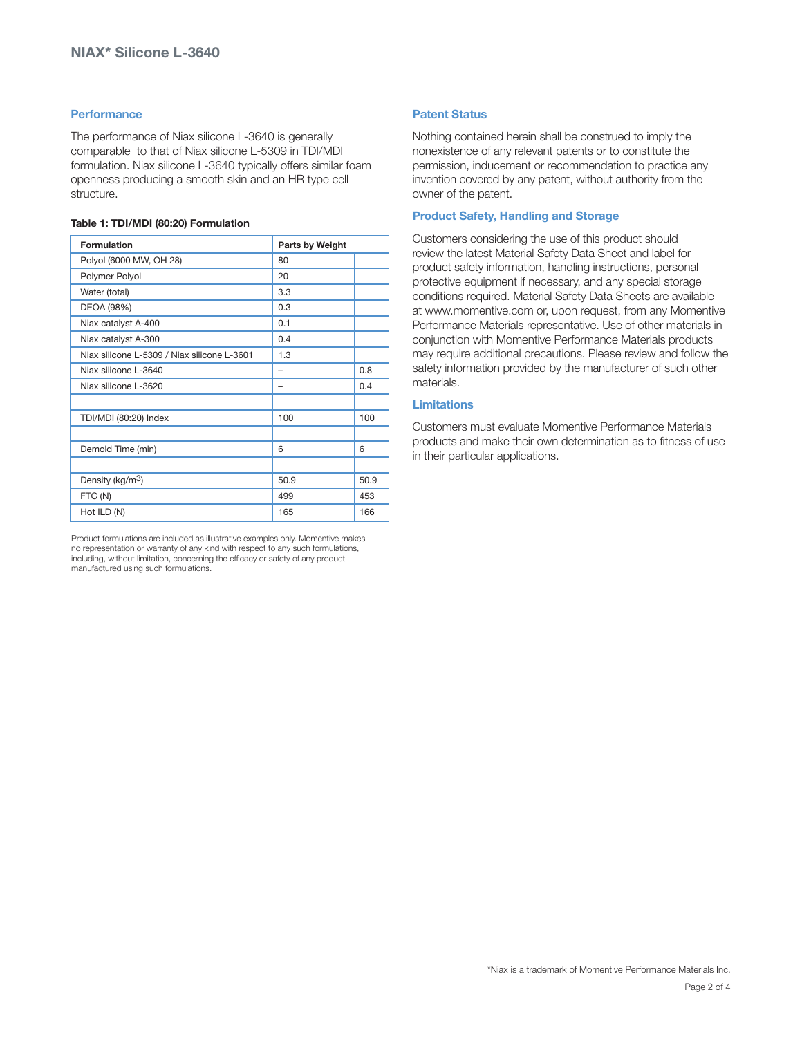# NIAX* Silicone L-3640

## Performance

The performance of Niax silicone L-3640 is generally comparable to that of Niax silicone L-5309 in TDI/MDI formulation. Niax silicone L-3640 typically offers similar foam openness producing a smooth skin and an HR type cell structure.

**Table 1: TDI/MDI (80:20) Formulation**

| Formulation | Parts by Weight | |
|---|---|---|
| Polyol (6000 MW, OH 28) | 80 | |
| Polymer Polyol | 20 | |
| Water (total) | 3.3 | |
| DEOA (98%) | 0.3 | |
| Niax catalyst A-400 | 0.1 | |
| Niax catalyst A-300 | 0.4 | |
| Niax silicone L-5309 / Niax silicone L-3601 | 1.3 | |
| Niax silicone L-3640 | – | 0.8 |
| Niax silicone L-3620 | – | 0.4 |
| | | |
| TDI/MDI (80:20) Index | 100 | 100 |
| | | |
| Demold Time (min) | 6 | 6 |
| | | |
| Density (kg/m$^3$) | 50.9 | 50.9 |
| FTC (N) | 499 | 453 |
| Hot ILD (N) | 165 | 166 |

Product formulations are included as illustrative examples only. Momentive makes no representation or warranty of any kind with respect to any such formulations, including, without limitation, concerning the efficacy or safety of any product manufactured using such formulations.

## Patent Status

Nothing contained herein shall be construed to imply the nonexistence of any relevant patents or to constitute the permission, inducement or recommendation to practice any invention covered by any patent, without authority from the owner of the patent.

## Product Safety, Handling and Storage

Customers considering the use of this product should review the latest Material Safety Data Sheet and label for product safety information, handling instructions, personal protective equipment if necessary, and any special storage conditions required. Material Safety Data Sheets are available at www.momentive.com or, upon request, from any Momentive Performance Materials representative. Use of other materials in conjunction with Momentive Performance Materials products may require additional precautions. Please review and follow the safety information provided by the manufacturer of such other materials.

## Limitations

Customers must evaluate Momentive Performance Materials products and make their own determination as to fitness of use in their particular applications.

*Niax is a trademark of Momentive Performance Materials Inc.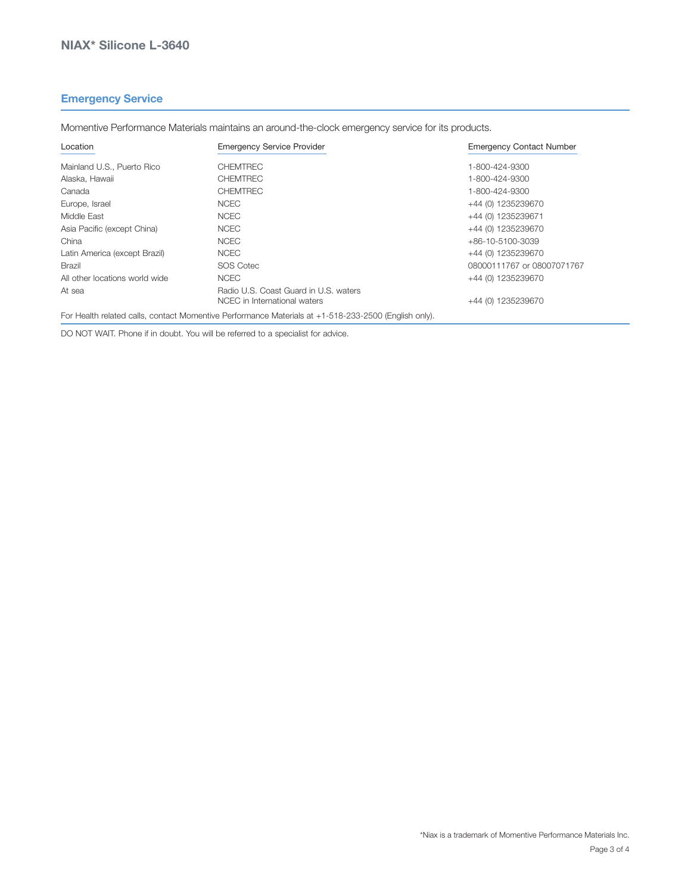# NIAX* Silicone L-3640

## Emergency Service

Momentive Performance Materials maintains an around-the-clock emergency service for its products.

| Location | Emergency Service Provider | Emergency Contact Number |
|---|---|---|
| Mainland U.S., Puerto Rico | CHEMTREC | 1-800-424-9300 |
| Alaska, Hawaii | CHEMTREC | 1-800-424-9300 |
| Canada | CHEMTREC | 1-800-424-9300 |
| Europe, Israel | NCEC | +44 (0) 1235239670 |
| Middle East | NCEC | +44 (0) 1235239671 |
| Asia Pacific (except China) | NCEC | +44 (0) 1235239670 |
| China | NCEC | +86-10-5100-3039 |
| Latin America (except Brazil) | NCEC | +44 (0) 1235239670 |
| Brazil | SOS Cotec | 08000111767 or 08007071767 |
| All other locations world wide | NCEC | +44 (0) 1235239670 |
| At sea | Radio U.S. Coast Guard in U.S. waters<br>NCEC in International waters | <br>+44 (0) 1235239670 |

For Health related calls, contact Momentive Performance Materials at +1-518-233-2500 (English only).

DO NOT WAIT. Phone if in doubt. You will be referred to a specialist for advice.

*Niax is a trademark of Momentive Performance Materials Inc.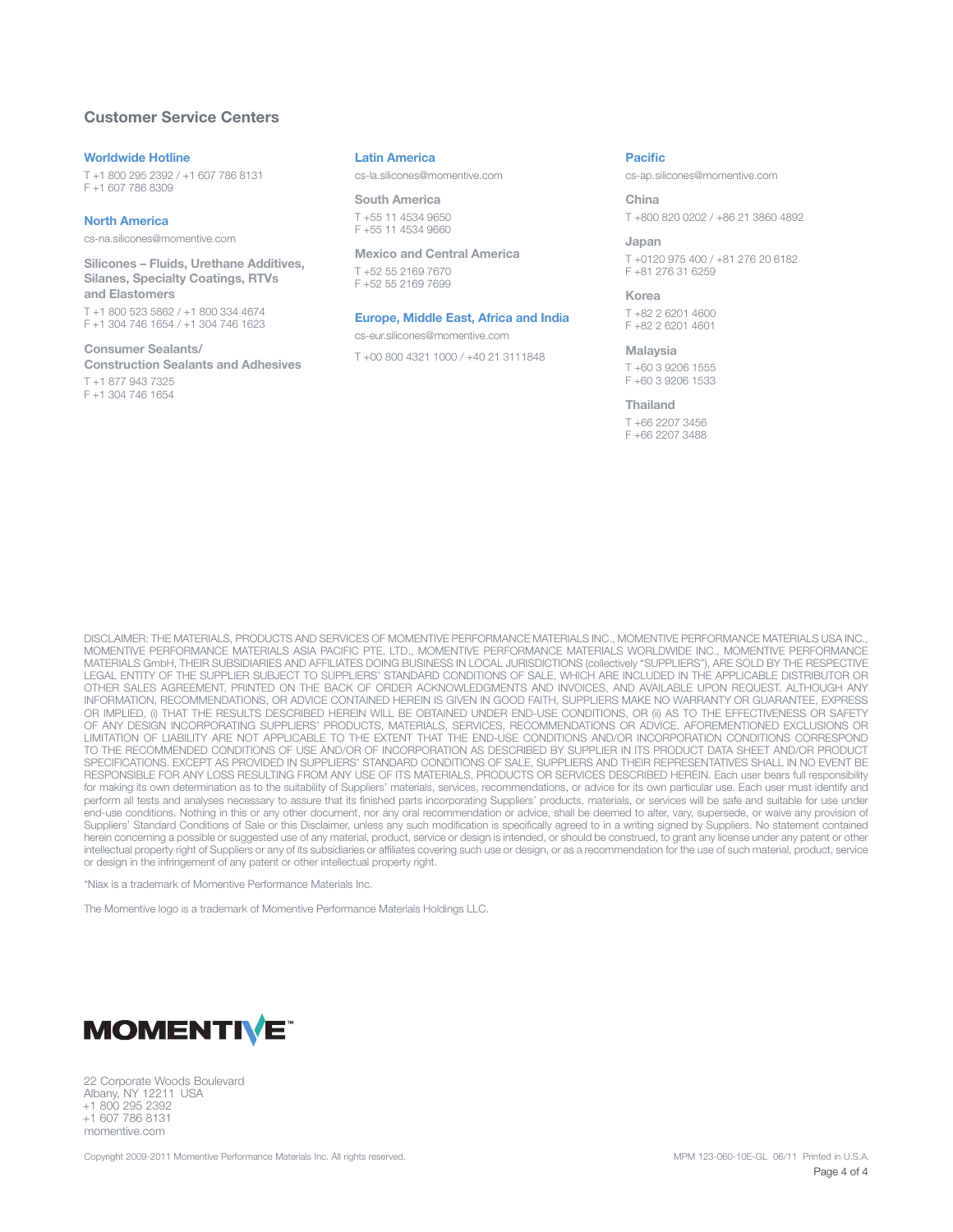## Customer Service Centers

### Worldwide Hotline

T +1 800 295 2392 / +1 607 786 8131
F +1 607 786 8309

### North America

cs-na.silicones@momentive.com

**Silicones – Fluids, Urethane Additives, Silanes, Specialty Coatings, RTVs and Elastomers**

T +1 800 523 5862 / +1 800 334 4674
F +1 304 746 1654 / +1 304 746 1623

**Consumer Sealants/ Construction Sealants and Adhesives**

T +1 877 943 7325
F +1 304 746 1654

### Latin America

cs-la.silicones@momentive.com

**South America**

T +55 11 4534 9650
F +55 11 4534 9660

**Mexico and Central America**

T +52 55 2169 7670
F +52 55 2169 7699

### Europe, Middle East, Africa and India

cs-eur.silicones@momentive.com

T +00 800 4321 1000 / +40 21 3111848

### Pacific

cs-ap.silicones@momentive.com

**China**

T +800 820 0202 / +86 21 3860 4892

**Japan**

T +0120 975 400 / +81 276 20 6182
F +81 276 31 6259

**Korea**

T +82 2 6201 4600
F +82 2 6201 4601

**Malaysia**

T +60 3 9206 1555
F +60 3 9206 1533

**Thailand**

T +66 2207 3456
F +66 2207 3488

DISCLAIMER: THE MATERIALS, PRODUCTS AND SERVICES OF MOMENTIVE PERFORMANCE MATERIALS INC., MOMENTIVE PERFORMANCE MATERIALS USA INC., MOMENTIVE PERFORMANCE MATERIALS ASIA PACIFIC PTE. LTD., MOMENTIVE PERFORMANCE MATERIALS WORLDWIDE INC., MOMENTIVE PERFORMANCE MATERIALS GmbH, THEIR SUBSIDIARIES AND AFFILIATES DOING BUSINESS IN LOCAL JURISDICTIONS (collectively "SUPPLIERS"), ARE SOLD BY THE RESPECTIVE LEGAL ENTITY OF THE SUPPLIER SUBJECT TO SUPPLIERS' STANDARD CONDITIONS OF SALE, WHICH ARE INCLUDED IN THE APPLICABLE DISTRIBUTOR OR OTHER SALES AGREEMENT, PRINTED ON THE BACK OF ORDER ACKNOWLEDGMENTS AND INVOICES, AND AVAILABLE UPON REQUEST. ALTHOUGH ANY INFORMATION, RECOMMENDATIONS, OR ADVICE CONTAINED HEREIN IS GIVEN IN GOOD FAITH, SUPPLIERS MAKE NO WARRANTY OR GUARANTEE, EXPRESS OR IMPLIED, (i) THAT THE RESULTS DESCRIBED HEREIN WILL BE OBTAINED UNDER END-USE CONDITIONS, OR (ii) AS TO THE EFFECTIVENESS OR SAFETY OF ANY DESIGN INCORPORATING SUPPLIERS' PRODUCTS, MATERIALS, SERVICES, RECOMMENDATIONS OR ADVICE. AFOREMENTIONED EXCLUSIONS OR LIMITATION OF LIABILITY ARE NOT APPLICABLE TO THE EXTENT THAT THE END-USE CONDITIONS AND/OR INCORPORATION CONDITIONS CORRESPOND TO THE RECOMMENDED CONDITIONS OF USE AND/OR OF INCORPORATION AS DESCRIBED BY SUPPLIER IN ITS PRODUCT DATA SHEET AND/OR PRODUCT SPECIFICATIONS. EXCEPT AS PROVIDED IN SUPPLIERS' STANDARD CONDITIONS OF SALE, SUPPLIERS AND THEIR REPRESENTATIVES SHALL IN NO EVENT BE RESPONSIBLE FOR ANY LOSS RESULTING FROM ANY USE OF ITS MATERIALS, PRODUCTS OR SERVICES DESCRIBED HEREIN. Each user bears full responsibility for making its own determination as to the suitability of Suppliers' materials, services, recommendations, or advice for its own particular use. Each user must identify and perform all tests and analyses necessary to assure that its finished parts incorporating Suppliers' products, materials, or services will be safe and suitable for use under end-use conditions. Nothing in this or any other document, nor any oral recommendation or advice, shall be deemed to alter, vary, supersede, or waive any provision of Suppliers' Standard Conditions of Sale or this Disclaimer, unless any such modification is specifically agreed to in a writing signed by Suppliers. No statement contained herein concerning a possible or suggested use of any material, product, service or design is intended, or should be construed, to grant any license under any patent or other intellectual property right of Suppliers or any of its subsidiaries or affiliates covering such use or design, or as a recommendation for the use of such material, product, service or design in the infringement of any patent or other intellectual property right.

*Niax is a trademark of Momentive Performance Materials Inc.

The Momentive logo is a trademark of Momentive Performance Materials Holdings LLC.

MOMENTIVE™

22 Corporate Woods Boulevard
Albany, NY 12211 USA
+1 800 295 2392
+1 607 786 8131
momentive.com

Copyright 2009-2011 Momentive Performance Materials Inc. All rights reserved.

MPM 123-060-10E-GL 06/11 Printed in U.S.A.